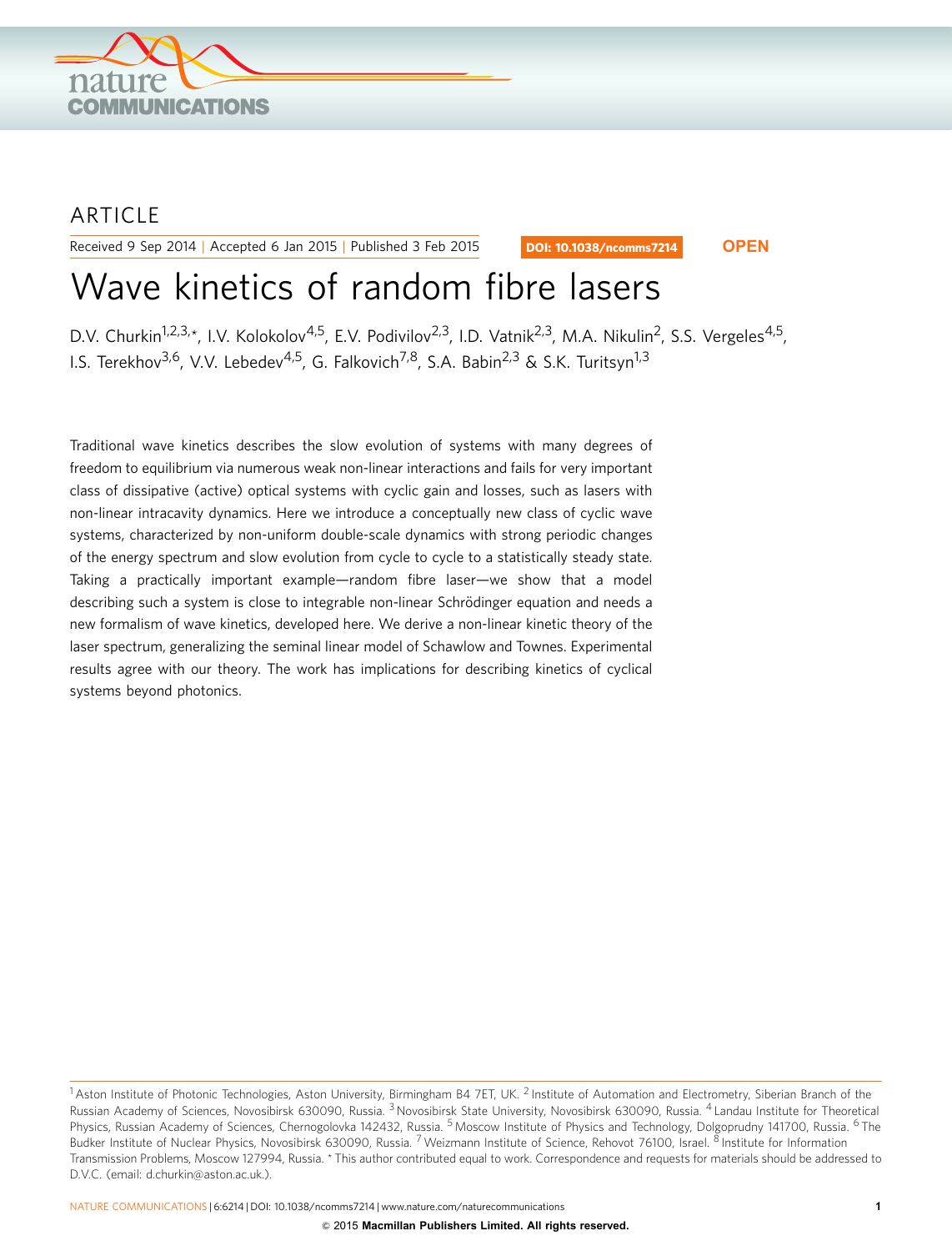ARTICLE

Received 9 Sep 2014 | Accepted 6 Jan 2015 | Published 3 Feb 2015

DOI: 10.1038/ncomms7214 **OPEN**

# Wave kinetics of random fibre lasers

D.V. Churkin[1,2,3,*], I.V. Kolokolov[4,5], E.V. Podivilov[2,3], I.D. Vatnik[2,3], M.A. Nikulin[2], S.S. Vergeles[4,5], I.S. Terekhov[3,6], V.V. Lebedev[4,5], G. Falkovich[7,8], S.A. Babin[2,3] & S.K. Turitsyn[1,3]

Traditional wave kinetics describes the slow evolution of systems with many degrees of freedom to equilibrium via numerous weak non-linear interactions and fails for very important class of dissipative (active) optical systems with cyclic gain and losses, such as lasers with non-linear intracavity dynamics. Here we introduce a conceptually new class of cyclic wave systems, characterized by non-uniform double-scale dynamics with strong periodic changes of the energy spectrum and slow evolution from cycle to cycle to a statistically steady state. Taking a practically important example—random fibre laser—we show that a model describing such a system is close to integrable non-linear Schrödinger equation and needs a new formalism of wave kinetics, developed here. We derive a non-linear kinetic theory of the laser spectrum, generalizing the seminal linear model of Schawlow and Townes. Experimental results agree with our theory. The work has implications for describing kinetics of cyclical systems beyond photonics.

[1] Aston Institute of Photonic Technologies, Aston University, Birmingham B4 7ET, UK. [2] Institute of Automation and Electrometry, Siberian Branch of the Russian Academy of Sciences, Novosibirsk 630090, Russia. [3] Novosibirsk State University, Novosibirsk 630090, Russia. [4] Landau Institute for Theoretical Physics, Russian Academy of Sciences, Chernogolovka 142432, Russia. [5] Moscow Institute of Physics and Technology, Dolgoprudny 141700, Russia. [6] The Budker Institute of Nuclear Physics, Novosibirsk 630090, Russia. [7] Weizmann Institute of Science, Rehovot 76100, Israel. [8] Institute for Information Transmission Problems, Moscow 127994, Russia. * This author contributed equal to work. Correspondence and requests for materials should be addressed to D.V.C. (email: d.churkin@aston.ac.uk.).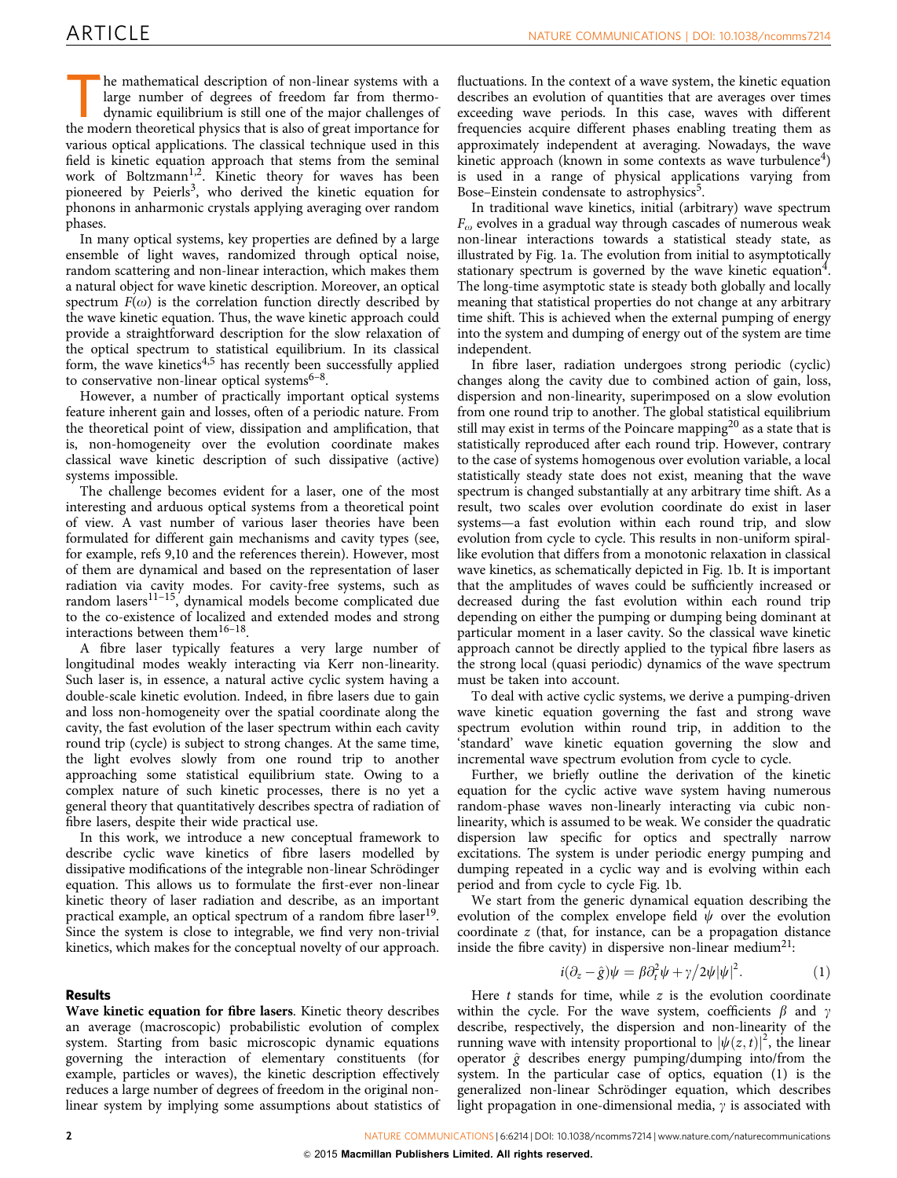The mathematical description of non-linear systems with a large number of degrees of freedom far from thermodynamic equilibrium is still one of the major challenges of the modern theoretical physics that is also of great importance for various optical applications. The classical technique used in this field is kinetic equation approach that stems from the seminal work of Boltzmann[1,2]. Kinetic theory for waves has been pioneered by Peierls[3], who derived the kinetic equation for phonons in anharmonic crystals applying averaging over random phases.

In many optical systems, key properties are defined by a large ensemble of light waves, randomized through optical noise, random scattering and non-linear interaction, which makes them a natural object for wave kinetic description. Moreover, an optical spectrum $F(\omega)$ is the correlation function directly described by the wave kinetic equation. Thus, the wave kinetic approach could provide a straightforward description for the slow relaxation of the optical spectrum to statistical equilibrium. In its classical form, the wave kinetics[4,5] has recently been successfully applied to conservative non-linear optical systems[6–8].

However, a number of practically important optical systems feature inherent gain and losses, often of a periodic nature. From the theoretical point of view, dissipation and amplification, that is, non-homogeneity over the evolution coordinate makes classical wave kinetic description of such dissipative (active) systems impossible.

The challenge becomes evident for a laser, one of the most interesting and arduous optical systems from a theoretical point of view. A vast number of various laser theories have been formulated for different gain mechanisms and cavity types (see, for example, refs 9,10 and the references therein). However, most of them are dynamical and based on the representation of laser radiation via cavity modes. For cavity-free systems, such as random lasers[11–15], dynamical models become complicated due to the co-existence of localized and extended modes and strong interactions between them[16–18].

A fibre laser typically features a very large number of longitudinal modes weakly interacting via Kerr non-linearity. Such laser is, in essence, a natural active cyclic system having a double-scale kinetic evolution. Indeed, in fibre lasers due to gain and loss non-homogeneity over the spatial coordinate along the cavity, the fast evolution of the laser spectrum within each cavity round trip (cycle) is subject to strong changes. At the same time, the light evolves slowly from one round trip to another approaching some statistical equilibrium state. Owing to a complex nature of such kinetic processes, there is no yet a general theory that quantitatively describes spectra of radiation of fibre lasers, despite their wide practical use.

In this work, we introduce a new conceptual framework to describe cyclic wave kinetics of fibre lasers modelled by dissipative modifications of the integrable non-linear Schrödinger equation. This allows us to formulate the first-ever non-linear kinetic theory of laser radiation and describe, as an important practical example, an optical spectrum of a random fibre laser[19]. Since the system is close to integrable, we find very non-trivial kinetics, which makes for the conceptual novelty of our approach.

## Results

**Wave kinetic equation for fibre lasers.** Kinetic theory describes an average (macroscopic) probabilistic evolution of complex system. Starting from basic microscopic dynamic equations governing the interaction of elementary constituents (for example, particles or waves), the kinetic description effectively reduces a large number of degrees of freedom in the original non-linear system by implying some assumptions about statistics of fluctuations. In the context of a wave system, the kinetic equation describes an evolution of quantities that are averages over times exceeding wave periods. In this case, waves with different frequencies acquire different phases enabling treating them as approximately independent at averaging. Nowadays, the wave kinetic approach (known in some contexts as wave turbulence[4]) is used in a range of physical applications varying from Bose–Einstein condensate to astrophysics[5].

In traditional wave kinetics, initial (arbitrary) wave spectrum $F_\omega$ evolves in a gradual way through cascades of numerous weak non-linear interactions towards a statistical steady state, as illustrated by Fig. 1a. The evolution from initial to asymptotically stationary spectrum is governed by the wave kinetic equation[4]. The long-time asymptotic state is steady both globally and locally meaning that statistical properties do not change at any arbitrary time shift. This is achieved when the external pumping of energy into the system and dumping of energy out of the system are time independent.

In fibre laser, radiation undergoes strong periodic (cyclic) changes along the cavity due to combined action of gain, loss, dispersion and non-linearity, superimposed on a slow evolution from one round trip to another. The global statistical equilibrium still may exist in terms of the Poincare mapping[20] as a state that is statistically reproduced after each round trip. However, contrary to the case of systems homogenous over evolution variable, a local statistically steady state does not exist, meaning that the wave spectrum is changed substantially at any arbitrary time shift. As a result, two scales over evolution coordinate do exist in laser systems—a fast evolution within each round trip, and slow evolution from cycle to cycle. This results in non-uniform spiral-like evolution that differs from a monotonic relaxation in classical wave kinetics, as schematically depicted in Fig. 1b. It is important that the amplitudes of waves could be sufficiently increased or decreased during the fast evolution within each round trip depending on either the pumping or dumping being dominant at particular moment in a laser cavity. So the classical wave kinetic approach cannot be directly applied to the typical fibre lasers as the strong local (quasi periodic) dynamics of the wave spectrum must be taken into account.

To deal with active cyclic systems, we derive a pumping-driven wave kinetic equation governing the fast and strong wave spectrum evolution within round trip, in addition to the 'standard' wave kinetic equation governing the slow and incremental wave spectrum evolution from cycle to cycle.

Further, we briefly outline the derivation of the kinetic equation for the cyclic active wave system having numerous random-phase waves non-linearly interacting via cubic non-linearity, which is assumed to be weak. We consider the quadratic dispersion law specific for optics and spectrally narrow excitations. The system is under periodic energy pumping and dumping repeated in a cyclic way and is evolving within each period and from cycle to cycle Fig. 1b.

We start from the generic dynamical equation describing the evolution of the complex envelope field $\psi$ over the evolution coordinate $z$ (that, for instance, can be a propagation distance inside the fibre cavity) in dispersive non-linear medium[21]:

$$i(\partial_z - \hat{g})\psi = \beta\partial_t^2\psi + \gamma/2\psi|\psi|^2. \qquad (1)$$

Here $t$ stands for time, while $z$ is the evolution coordinate within the cycle. For the wave system, coefficients $\beta$ and $\gamma$ describe, respectively, the dispersion and non-linearity of the running wave with intensity proportional to $|\psi(z,t)|^2$, the linear operator $\hat{g}$ describes energy pumping/dumping into/from the system. In the particular case of optics, equation (1) is the generalized non-linear Schrödinger equation, which describes light propagation in one-dimensional media, $\gamma$ is associated with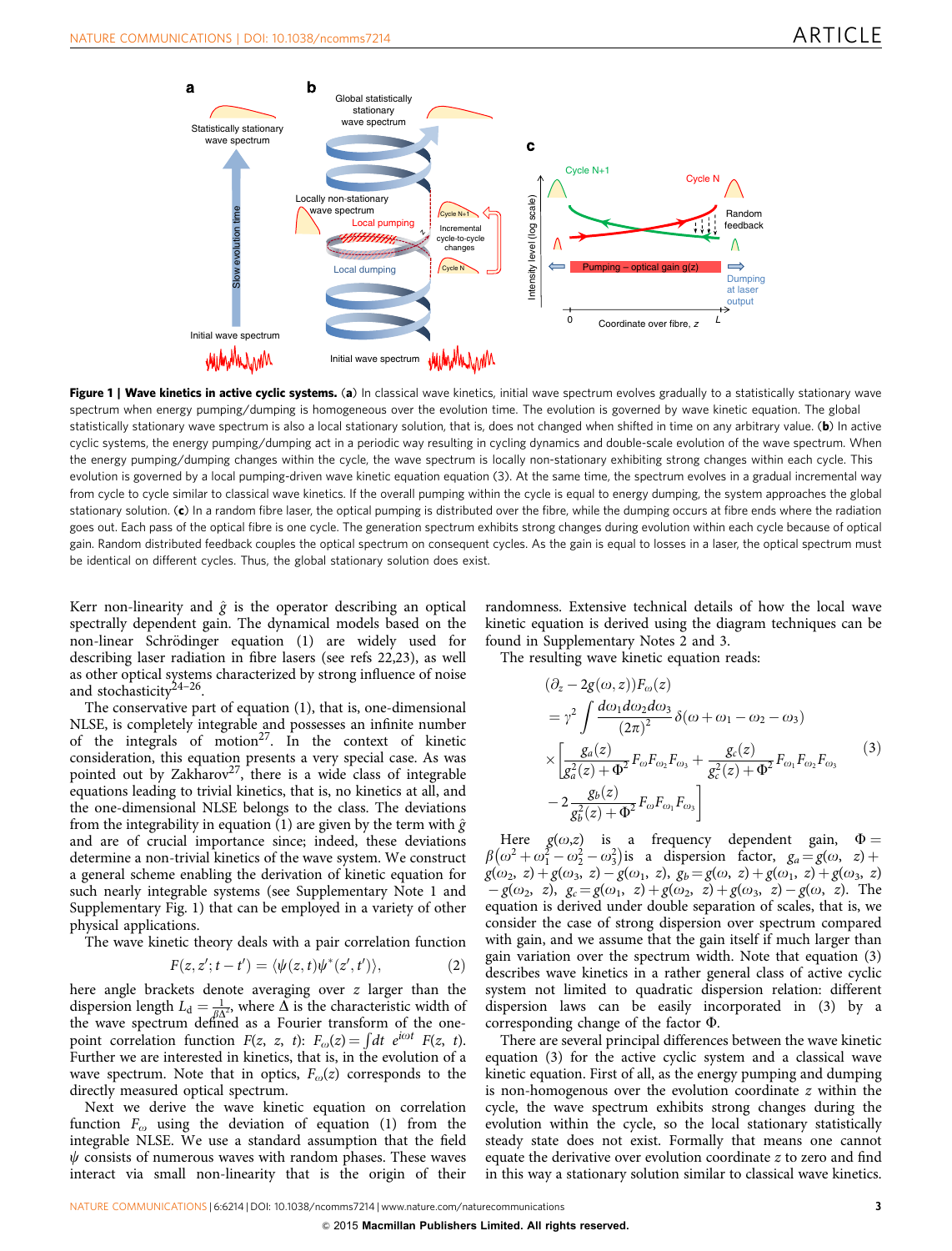**Figure 1 | Wave kinetics in active cyclic systems.** (**a**) In classical wave kinetics, initial wave spectrum evolves gradually to a statistically stationary wave spectrum when energy pumping/dumping is homogeneous over the evolution time. The evolution is governed by wave kinetic equation. The global statistically stationary wave spectrum is also a local stationary solution, that is, does not changed when shifted in time on any arbitrary value. (**b**) In active cyclic systems, the energy pumping/dumping act in a periodic way resulting in cycling dynamics and double-scale evolution of the wave spectrum. When the energy pumping/dumping changes within the cycle, the wave spectrum is locally non-stationary exhibiting strong changes within each cycle. This evolution is governed by a local pumping-driven wave kinetic equation equation (3). At the same time, the spectrum evolves in a gradual incremental way from cycle to cycle similar to classical wave kinetics. If the overall pumping within the cycle is equal to energy dumping, the system approaches the global stationary solution. (**c**) In a random fibre laser, the optical pumping is distributed over the fibre, while the dumping occurs at fibre ends where the radiation goes out. Each pass of the optical fibre is one cycle. The generation spectrum exhibits strong changes during evolution within each cycle because of optical gain. Random distributed feedback couples the optical spectrum on consequent cycles. As the gain is equal to losses in a laser, the optical spectrum must be identical on different cycles. Thus, the global stationary solution does exist.

Kerr non-linearity and $\hat{g}$ is the operator describing an optical spectrally dependent gain. The dynamical models based on the non-linear Schrödinger equation (1) are widely used for describing laser radiation in fibre lasers (see refs 22,23), as well as other optical systems characterized by strong influence of noise and stochasticity[24–26].

The conservative part of equation (1), that is, one-dimensional NLSE, is completely integrable and possesses an infinite number of the integrals of motion[27]. In the context of kinetic consideration, this equation presents a very special case. As was pointed out by Zakharov[27], there is a wide class of integrable equations leading to trivial kinetics, that is, no kinetics at all, and the one-dimensional NLSE belongs to the class. The deviations from the integrability in equation (1) are given by the term with $\hat{g}$ and are of crucial importance since; indeed, these deviations determine a non-trivial kinetics of the wave system. We construct a general scheme enabling the derivation of kinetic equation for such nearly integrable systems (see Supplementary Note 1 and Supplementary Fig. 1) that can be employed in a variety of other physical applications.

The wave kinetic theory deals with a pair correlation function

$$F(z, z'; t-t') = \langle \psi(z,t)\psi^*(z',t') \rangle, \tag{2}$$

here angle brackets denote averaging over $z$ larger than the dispersion length $L_d = \frac{1}{\beta\Delta^2}$, where $\Delta$ is the characteristic width of the wave spectrum defined as a Fourier transform of the one-point correlation function $F(z, z, t)$: $F_\omega(z) = \int dt\, e^{i\omega t} F(z, t)$. Further we are interested in kinetics, that is, in the evolution of a wave spectrum. Note that in optics, $F_\omega(z)$ corresponds to the directly measured optical spectrum.

Next we derive the wave kinetic equation on correlation function $F_\omega$ using the deviation of equation (1) from the integrable NLSE. We use a standard assumption that the field $\psi$ consists of numerous waves with random phases. These waves interact via small non-linearity that is the origin of their randomness. Extensive technical details of how the local wave kinetic equation is derived using the diagram techniques can be found in Supplementary Notes 2 and 3.

The resulting wave kinetic equation reads:

$$\begin{aligned}
&(\partial_z - 2g(\omega, z))F_\omega(z) \\
&= \gamma^2 \int \frac{d\omega_1 d\omega_2 d\omega_3}{(2\pi)^2} \delta(\omega + \omega_1 - \omega_2 - \omega_3) \\
&\times \left[ \frac{g_a(z)}{g_a^2(z) + \Phi^2} F_\omega F_{\omega_2} F_{\omega_3} + \frac{g_c(z)}{g_c^2(z) + \Phi^2} F_{\omega_1} F_{\omega_2} F_{\omega_3} \right. \\
&\left. - 2\frac{g_b(z)}{g_b^2(z) + \Phi^2} F_\omega F_{\omega_1} F_{\omega_3} \right]
\end{aligned} \tag{3}$$

Here $g(\omega, z)$ is a frequency dependent gain, $\Phi = \beta(\omega^2 + \omega_1^2 - \omega_2^2 - \omega_3^2)$ is a dispersion factor, $g_a = g(\omega, z) + g(\omega_2, z) + g(\omega_3, z) - g(\omega_1, z)$, $g_b = g(\omega, z) + g(\omega_1, z) + g(\omega_3, z) - g(\omega_2, z)$, $g_c = g(\omega_1, z) + g(\omega_2, z) + g(\omega_3, z) - g(\omega, z)$. The equation is derived under double separation of scales, that is, we consider the case of strong dispersion over spectrum compared with gain, and we assume that the gain itself if much larger than gain variation over the spectrum width. Note that equation (3) describes wave kinetics in a rather general class of active cyclic system not limited to quadratic dispersion relation: different dispersion laws can be easily incorporated in (3) by a corresponding change of the factor $\Phi$.

There are several principal differences between the wave kinetic equation (3) for the active cyclic system and a classical wave kinetic equation. First of all, as the energy pumping and dumping is non-homogeneous over the evolution coordinate $z$ within the cycle, the wave spectrum exhibits strong changes during the evolution within the cycle, so the local stationary statistically steady state does not exist. Formally that means one cannot equate the derivative over evolution coordinate $z$ to zero and find in this way a stationary solution similar to classical wave kinetics.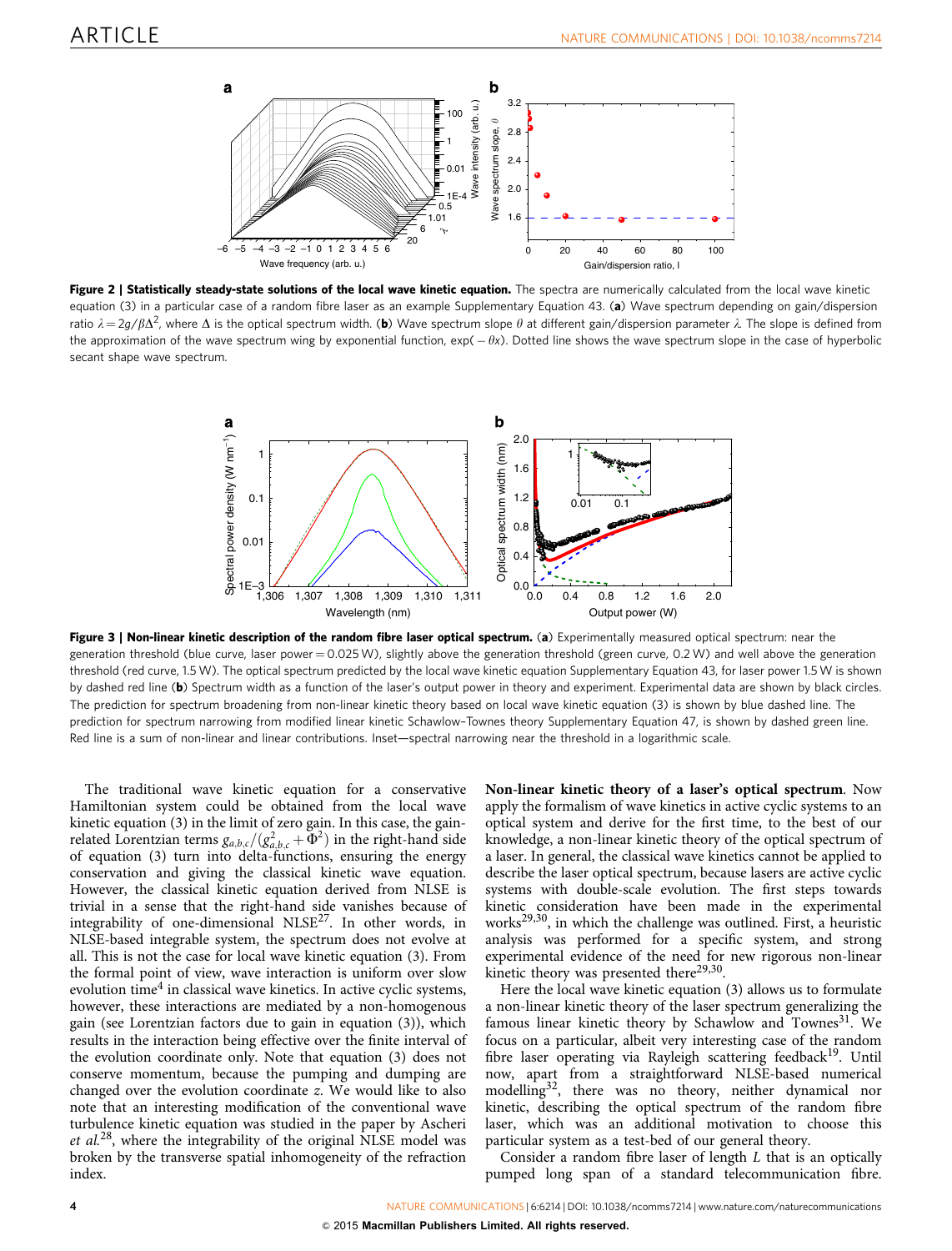**Figure 2 | Statistically steady-state solutions of the local wave kinetic equation.** The spectra are numerically calculated from the local wave kinetic equation (3) in a particular case of a random fibre laser as an example Supplementary Equation 43. (**a**) Wave spectrum depending on gain/dispersion ratio $\lambda = 2g/\beta\Delta^2$, where $\Delta$ is the optical spectrum width. (**b**) Wave spectrum slope $\theta$ at different gain/dispersion parameter $\lambda$. The slope is defined from the approximation of the wave spectrum wing by exponential function, $\exp(-\theta x)$. Dotted line shows the wave spectrum slope in the case of hyperbolic secant shape wave spectrum.

**Figure 3 | Non-linear kinetic description of the random fibre laser optical spectrum.** (**a**) Experimentally measured optical spectrum: near the generation threshold (blue curve, laser power = 0.025 W), slightly above the generation threshold (green curve, 0.2 W) and well above the generation threshold (red curve, 1.5 W). The optical spectrum predicted by the local wave kinetic equation Supplementary Equation 43, for laser power 1.5 W is shown by dashed red line (**b**) Spectrum width as a function of the laser's output power in theory and experiment. Experimental data are shown by black circles. The prediction for spectrum broadening from non-linear kinetic theory based on local wave kinetic equation (3) is shown by blue dashed line. The prediction for spectrum narrowing from modified linear kinetic Schawlow–Townes theory Supplementary Equation 47, is shown by dashed green line. Red line is a sum of non-linear and linear contributions. Inset—spectral narrowing near the threshold in a logarithmic scale.

The traditional wave kinetic equation for a conservative Hamiltonian system could be obtained from the local wave kinetic equation (3) in the limit of zero gain. In this case, the gain-related Lorentzian terms $g_{a,b,c}/(g_{a,b,c}^2 + \Phi^2)$ in the right-hand side of equation (3) turn into delta-functions, ensuring the energy conservation and giving the classical kinetic wave equation. However, the classical kinetic equation derived from NLSE is trivial in a sense that the right-hand side vanishes because of integrability of one-dimensional NLSE[27]. In other words, in NLSE-based integrable system, the spectrum does not evolve at all. This is not the case for local wave kinetic equation (3). From the formal point of view, wave interaction is uniform over slow evolution time[4] in classical wave kinetics. In active cyclic systems, however, these interactions are mediated by a non-homogeneous gain (see Lorentzian factors due to gain in equation (3)), which results in the interaction being effective over the finite interval of the evolution coordinate only. Note that equation (3) does not conserve momentum, because the pumping and dumping are changed over the evolution coordinate $z$. We would like to also note that an interesting modification of the conventional wave turbulence kinetic equation was studied in the paper by Ascheri *et al.*[28], where the integrability of the original NLSE model was broken by the transverse spatial inhomogeneity of the refraction index.

**Non-linear kinetic theory of a laser's optical spectrum**. Now apply the formalism of wave kinetics in active cyclic systems to an optical system and derive for the first time, to the best of our knowledge, a non-linear kinetic theory of the optical spectrum of a laser. In general, the classical wave kinetics cannot be applied to describe the laser optical spectrum, because lasers are active cyclic systems with double-scale evolution. The first steps towards kinetic consideration have been made in the experimental works[29,30], in which the challenge was outlined. First, a heuristic analysis was performed for a specific system, and strong experimental evidence of the need for new rigorous non-linear kinetic theory was presented there[29,30].

Here the local wave kinetic equation (3) allows us to formulate a non-linear kinetic theory of the laser spectrum generalizing the famous linear kinetic theory by Schawlow and Townes[31]. We focus on a particular, albeit very interesting case of the random fibre laser operating via Rayleigh scattering feedback[19]. Until now, apart from a straightforward NLSE-based numerical modelling[32], there was no theory, neither dynamical nor kinetic, describing the optical spectrum of the random fibre laser, which was an additional motivation to choose this particular system as a test-bed of our general theory.

Consider a random fibre laser of length $L$ that is an optically pumped long span of a standard telecommunication fibre.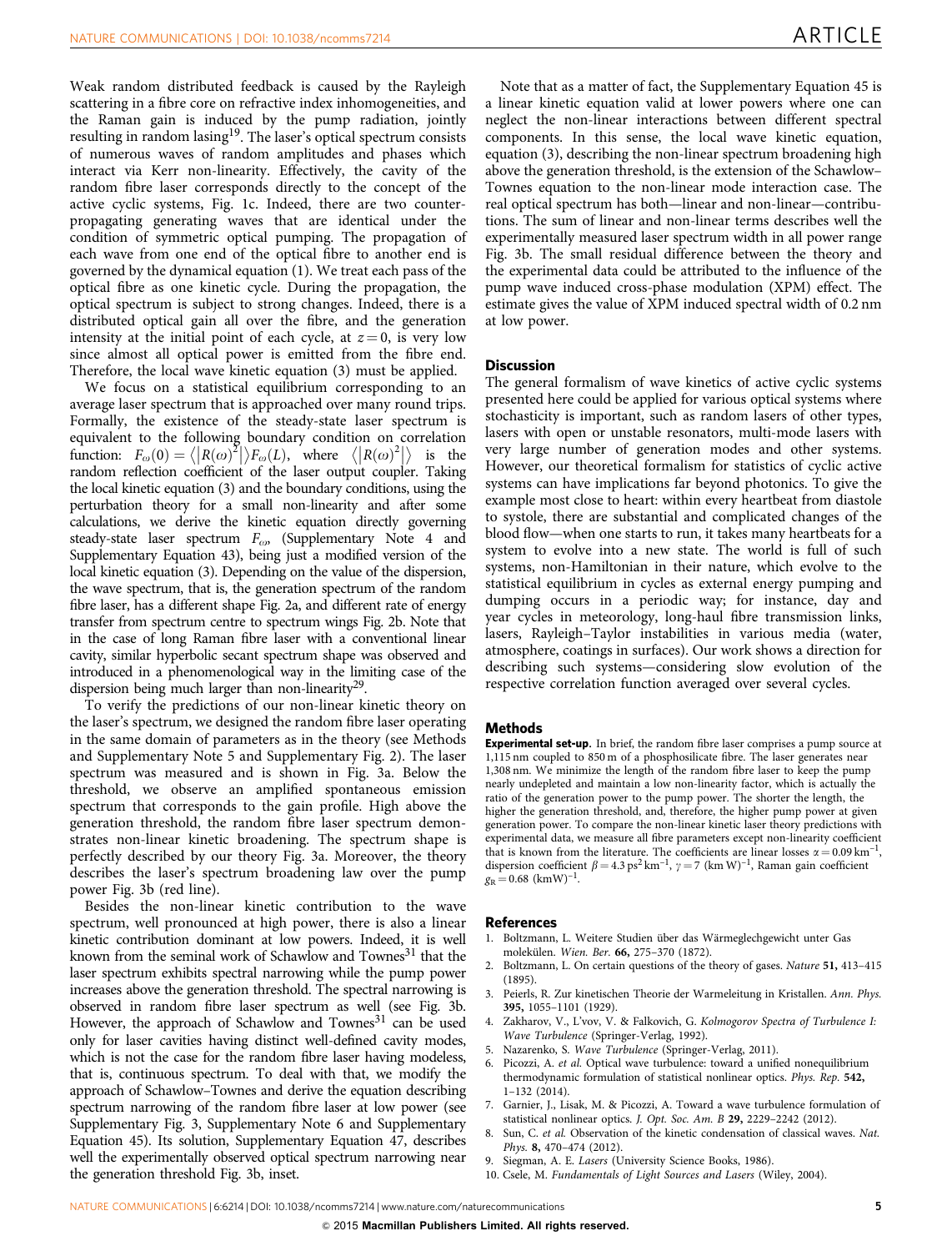Weak random distributed feedback is caused by the Rayleigh scattering in a fibre core on refractive index inhomogeneities, and the Raman gain is induced by the pump radiation, jointly resulting in random lasing[19]. The laser's optical spectrum consists of numerous waves of random amplitudes and phases which interact via Kerr non-linearity. Effectively, the cavity of the random fibre laser corresponds directly to the concept of the active cyclic systems, Fig. 1c. Indeed, there are two counter-propagating generating waves that are identical under the condition of symmetric optical pumping. The propagation of each wave from one end of the optical fibre to another end is governed by the dynamical equation (1). We treat each pass of the optical fibre as one kinetic cycle. During the propagation, the optical spectrum is subject to strong changes. Indeed, there is a distributed optical gain all over the fibre, and the generation intensity at the initial point of each cycle, at $z = 0$, is very low since almost all optical power is emitted from the fibre end. Therefore, the local wave kinetic equation (3) must be applied.

We focus on a statistical equilibrium corresponding to an average laser spectrum that is approached over many round trips. Formally, the existence of the steady-state laser spectrum is equivalent to the following boundary condition on correlation function: $F_\omega(0) = \langle |R(\omega)^2| \rangle F_\omega(L)$, where $\langle |R(\omega)^2| \rangle$ is the random reflection coefficient of the laser output coupler. Taking the local kinetic equation (3) and the boundary conditions, using the perturbation theory for a small non-linearity and after some calculations, we derive the kinetic equation directly governing steady-state laser spectrum $F_\omega$, (Supplementary Note 4 and Supplementary Equation 43), being just a modified version of the local kinetic equation (3). Depending on the value of the dispersion, the wave spectrum, that is, the generation spectrum of the random fibre laser, has a different shape Fig. 2a, and different rate of energy transfer from spectrum centre to spectrum wings Fig. 2b. Note that in the case of long Raman fibre laser with a conventional linear cavity, similar hyperbolic secant spectrum shape was observed and introduced in a phenomenological way in the limiting case of the dispersion being much larger than non-linearity[29].

To verify the predictions of our non-linear kinetic theory on the laser's spectrum, we designed the random fibre laser operating in the same domain of parameters as in the theory (see Methods and Supplementary Note 5 and Supplementary Fig. 2). The laser spectrum was measured and is shown in Fig. 3a. Below the threshold, we observe an amplified spontaneous emission spectrum that corresponds to the gain profile. High above the generation threshold, the random fibre laser spectrum demonstrates non-linear kinetic broadening. The spectrum shape is perfectly described by our theory Fig. 3a. Moreover, the theory describes the laser's spectrum broadening law over the pump power Fig. 3b (red line).

Besides the non-linear kinetic contribution to the wave spectrum, well pronounced at high power, there is also a linear kinetic contribution dominant at low powers. Indeed, it is well known from the seminal work of Schawlow and Townes[31] that the laser spectrum exhibits spectral narrowing while the pump power increases above the generation threshold. The spectral narrowing is observed in random fibre laser spectrum as well (see Fig. 3b). However, the approach of Schawlow and Townes[31] can be used only for laser cavities having distinct well-defined cavity modes, which is not the case for the random fibre laser having modeless, that is, continuous spectrum. To deal with that, we modify the approach of Schawlow–Townes and derive the equation describing spectrum narrowing of the random fibre laser at low power (see Supplementary Fig. 3, Supplementary Note 6 and Supplementary Equation 45). Its solution, Supplementary Equation 47, describes well the experimentally observed optical spectrum narrowing near the generation threshold Fig. 3b, inset.

Note that as a matter of fact, the Supplementary Equation 45 is a linear kinetic equation valid at lower powers where one can neglect the non-linear interactions between different spectral components. In this sense, the local wave kinetic equation, equation (3), describing the non-linear spectrum broadening high above the generation threshold, is the extension of the Schawlow–Townes equation to the non-linear mode interaction case. The real optical spectrum has both—linear and non-linear—contributions. The sum of linear and non-linear terms describes well the experimentally measured laser spectrum width in all power range Fig. 3b. The small residual difference between the theory and the experimental data could be attributed to the influence of the pump wave induced cross-phase modulation (XPM) effect. The estimate gives the value of XPM induced spectral width of 0.2 nm at low power.

## Discussion

The general formalism of wave kinetics of active cyclic systems presented here could be applied for various optical systems where stochasticity is important, such as random lasers of other types, lasers with open or unstable resonators, multi-mode lasers with very large number of generation modes and other systems. However, our theoretical formalism for statistics of cyclic active systems can have implications far beyond photonics. To give the example most close to heart: within every heartbeat from diastole to systole, there are substantial and complicated changes of the blood flow—when one starts to run, it takes many heartbeats for a system to evolve into a new state. The world is full of such systems, non-Hamiltonian in their nature, which evolve to the statistical equilibrium in cycles as external energy pumping and dumping occurs in a periodic way; for instance, day and year cycles in meteorology, long-haul fibre transmission links, lasers, Rayleigh–Taylor instabilities in various media (water, atmosphere, coatings in surfaces). Our work shows a direction for describing such systems—considering slow evolution of the respective correlation function averaged over several cycles.

## Methods

**Experimental set-up.** In brief, the random fibre laser comprises a pump source at 1,115 nm coupled to 850 m of a phosphosilicate fibre. The laser generates near 1,308 nm. We minimize the length of the random fibre laser to keep the pump nearly undepleted and maintain a low non-linearity factor, which is actually the ratio of the generation power to the pump power. The shorter the length, the higher the generation threshold, and, therefore, the higher pump power at given generation power. To compare the non-linear kinetic laser theory predictions with experimental data, we measure all fibre parameters except non-linearity coefficient that is known from the literature. The coefficients are linear losses $\alpha = 0.09\,\mathrm{km}^{-1}$, dispersion coefficient $\beta = 4.3\,\mathrm{ps}^2\,\mathrm{km}^{-1}$, $\gamma = 7\ (\mathrm{km\ W})^{-1}$, Raman gain coefficient $g_R = 0.68\ (\mathrm{kmW})^{-1}$.

## References

1. Boltzmann, L. Weitere Studien über das Wärmegleichgewicht unter Gas molekülen. *Wien. Ber.* **66,** 275–370 (1872).
2. Boltzmann, L. On certain questions of the theory of gases. *Nature* **51,** 413–415 (1895).
3. Peierls, R. Zur kinetischen Theorie der Warmeleitung in Kristallen. *Ann. Phys.* **395,** 1055–1101 (1929).
4. Zakharov, V., L'vov, V. & Falkovich, G. *Kolmogorov Spectra of Turbulence I: Wave Turbulence* (Springer-Verlag, 1992).
5. Nazarenko, S. *Wave Turbulence* (Springer-Verlag, 2011).
6. Picozzi, A. *et al.* Optical wave turbulence: toward a unified nonequilibrium thermodynamic formulation of statistical nonlinear optics. *Phys. Rep.* **542,** 1–132 (2014).
7. Garnier, J., Lisak, M. & Picozzi, A. Toward a wave turbulence formulation of statistical nonlinear optics. *J. Opt. Soc. Am. B* **29,** 2229–2242 (2012).
8. Sun, C. *et al.* Observation of the kinetic condensation of classical waves. *Nat. Phys.* **8,** 470–474 (2012).
9. Siegman, A. E. *Lasers* (University Science Books, 1986).
10. Csele, M. *Fundamentals of Light Sources and Lasers* (Wiley, 2004).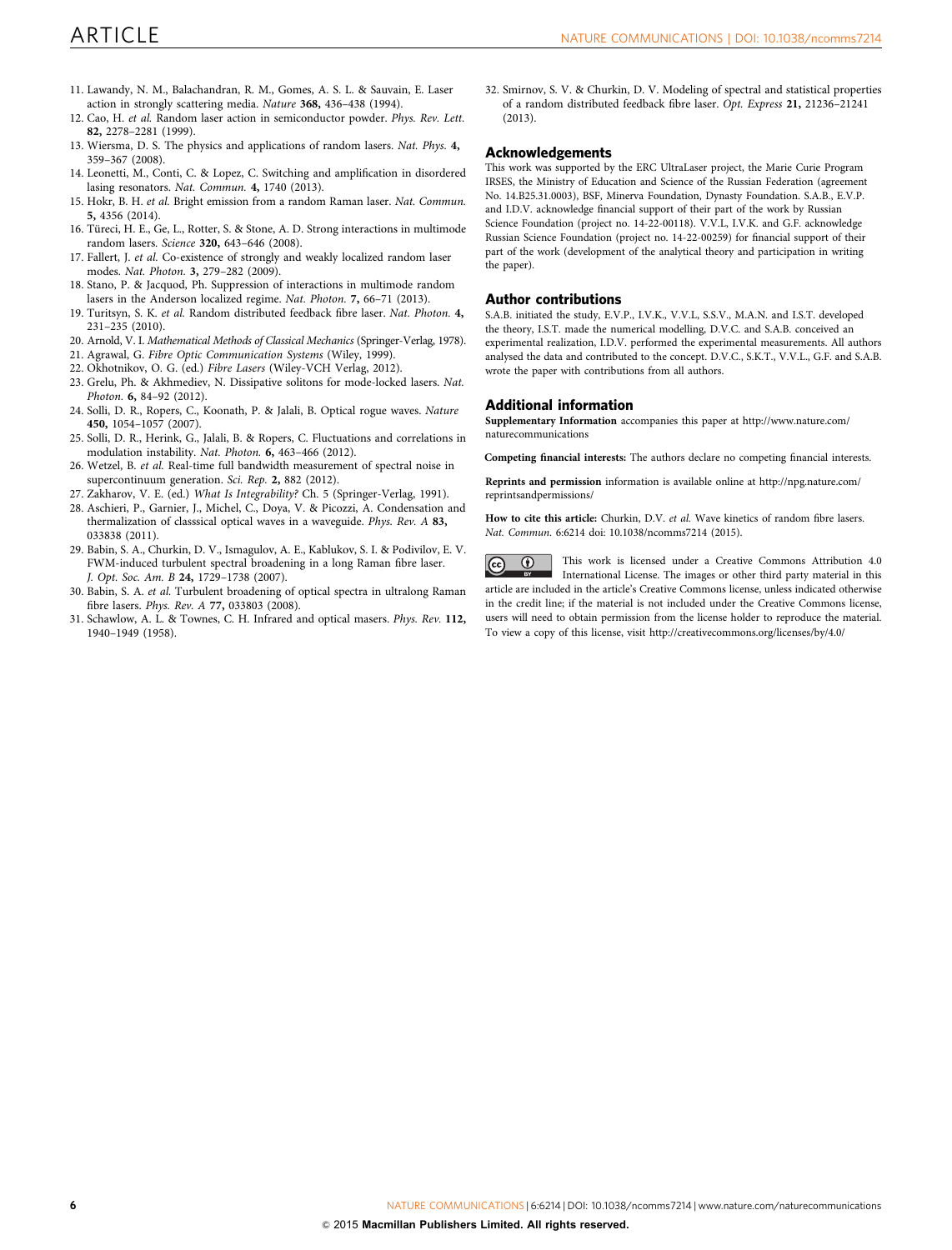11. Lawandy, N. M., Balachandran, R. M., Gomes, A. S. L. & Sauvain, E. Laser action in strongly scattering media. *Nature* **368,** 436–438 (1994).
12. Cao, H. *et al.* Random laser action in semiconductor powder. *Phys. Rev. Lett.* **82,** 2278–2281 (1999).
13. Wiersma, D. S. The physics and applications of random lasers. *Nat. Phys.* **4,** 359–367 (2008).
14. Leonetti, M., Conti, C. & Lopez, C. Switching and amplification in disordered lasing resonators. *Nat. Commun.* **4,** 1740 (2013).
15. Hokr, B. H. *et al.* Bright emission from a random Raman laser. *Nat. Commun.* **5,** 4356 (2014).
16. Türeci, H. E., Ge, L., Rotter, S. & Stone, A. D. Strong interactions in multimode random lasers. *Science* **320,** 643–646 (2008).
17. Fallert, J. *et al.* Co-existence of strongly and weakly localized random laser modes. *Nat. Photon.* **3,** 279–282 (2009).
18. Stano, P. & Jacquod, Ph. Suppression of interactions in multimode random lasers in the Anderson localized regime. *Nat. Photon.* **7,** 66–71 (2013).
19. Turitsyn, S. K. *et al.* Random distributed feedback fibre laser. *Nat. Photon.* **4,** 231–235 (2010).
20. Arnold, V. I. *Mathematical Methods of Classical Mechanics* (Springer-Verlag, 1978).
21. Agrawal, G. *Fibre Optic Communication Systems* (Wiley, 1999).
22. Okhotnikov, O. G. (ed.) *Fibre Lasers* (Wiley-VCH Verlag, 2012).
23. Grelu, Ph. & Akhmediev, N. Dissipative solitons for mode-locked lasers. *Nat. Photon.* **6,** 84–92 (2012).
24. Solli, D. R., Ropers, C., Koonath, P. & Jalali, B. Optical rogue waves. *Nature* **450,** 1054–1057 (2007).
25. Solli, D. R., Herink, G., Jalali, B. & Ropers, C. Fluctuations and correlations in modulation instability. *Nat. Photon.* **6,** 463–466 (2012).
26. Wetzel, B. *et al.* Real-time full bandwidth measurement of spectral noise in supercontinuum generation. *Sci. Rep.* **2,** 882 (2012).
27. Zakharov, V. E. (ed.) *What Is Integrability?* Ch. 5 (Springer-Verlag, 1991).
28. Aschieri, P., Garnier, J., Michel, C., Doya, V. & Picozzi, A. Condensation and thermalization of classsical optical waves in a waveguide. *Phys. Rev. A* **83,** 033838 (2011).
29. Babin, S. A., Churkin, D. V., Ismagulov, A. E., Kablukov, S. I. & Podivilov, E. V. FWM-induced turbulent spectral broadening in a long Raman fibre laser. *J. Opt. Soc. Am. B* **24,** 1729–1738 (2007).
30. Babin, S. A. *et al.* Turbulent broadening of optical spectra in ultralong Raman fibre lasers. *Phys. Rev. A* **77,** 033803 (2008).
31. Schawlow, A. L. & Townes, C. H. Infrared and optical masers. *Phys. Rev.* **112,** 1940–1949 (1958).
32. Smirnov, S. V. & Churkin, D. V. Modeling of spectral and statistical properties of a random distributed feedback fibre laser. *Opt. Express* **21,** 21236–21241 (2013).

## Acknowledgements

This work was supported by the ERC UltraLaser project, the Marie Curie Program IRSES, the Ministry of Education and Science of the Russian Federation (agreement No. 14.B25.31.0003), BSF, Minerva Foundation, Dynasty Foundation. S.A.B., E.V.P. and I.D.V. acknowledge financial support of their part of the work by Russian Science Foundation (project no. 14-22-00118). V.V.L, I.V.K. and G.F. acknowledge Russian Science Foundation (project no. 14-22-00259) for financial support of their part of the work (development of the analytical theory and participation in writing the paper).

## Author contributions

S.A.B. initiated the study, E.V.P., I.V.K., V.V.L, S.S.V., M.A.N. and I.S.T. developed the theory, I.S.T. made the numerical modelling, D.V.C. and S.A.B. conceived an experimental realization, I.D.V. performed the experimental measurements. All authors analysed the data and contributed to the concept. D.V.C., S.K.T., V.V.L., G.F. and S.A.B. wrote the paper with contributions from all authors.

## Additional information

**Supplementary Information** accompanies this paper at http://www.nature.com/naturecommunications

**Competing financial interests:** The authors declare no competing financial interests.

**Reprints and permission** information is available online at http://npg.nature.com/reprintsandpermissions/

**How to cite this article:** Churkin, D.V. *et al.* Wave kinetics of random fibre lasers. *Nat. Commun.* 6:6214 doi: 10.1038/ncomms7214 (2015).

This work is licensed under a Creative Commons Attribution 4.0 International License. The images or other third party material in this article are included in the article's Creative Commons license, unless indicated otherwise in the credit line; if the material is not included under the Creative Commons license, users will need to obtain permission from the license holder to reproduce the material. To view a copy of this license, visit http://creativecommons.org/licenses/by/4.0/